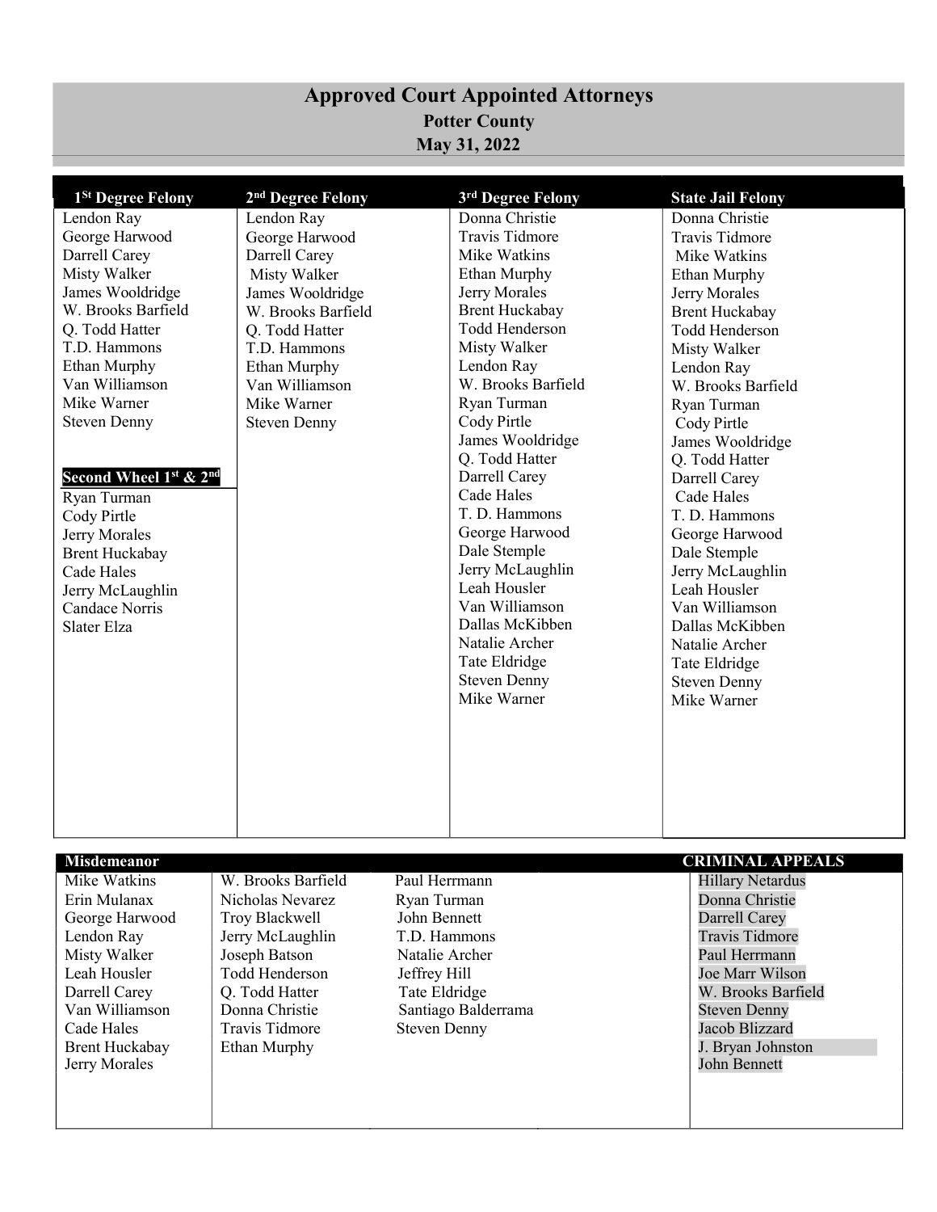# Approved Court Appointed Attorneys

## Potter County

### May 31, 2022

| 1st Degree Felony | 2nd Degree Felony | 3rd Degree Felony | State Jail Felony |
|---|---|---|---|
| Lendon Ray | Lendon Ray | Donna Christie | Donna Christie |
| George Harwood | George Harwood | Travis Tidmore | Travis Tidmore |
| Darrell Carey | Darrell Carey | Mike Watkins | Mike Watkins |
| Misty Walker | Misty Walker | Ethan Murphy | Ethan Murphy |
| James Wooldridge | James Wooldridge | Jerry Morales | Jerry Morales |
| W. Brooks Barfield | W. Brooks Barfield | Brent Huckabay | Brent Huckabay |
| Q. Todd Hatter | Q. Todd Hatter | Todd Henderson | Todd Henderson |
| T.D. Hammons | T.D. Hammons | Misty Walker | Misty Walker |
| Ethan Murphy | Ethan Murphy | Lendon Ray | Lendon Ray |
| Van Williamson | Van Williamson | W. Brooks Barfield | W. Brooks Barfield |
| Mike Warner | Mike Warner | Ryan Turman | Ryan Turman |
| Steven Denny | Steven Denny | Cody Pirtle | Cody Pirtle |
| | | James Wooldridge | James Wooldridge |
| | | Q. Todd Hatter | Q. Todd Hatter |
| **Second Wheel 1st & 2nd** | | Darrell Carey | Darrell Carey |
| Ryan Turman | | Cade Hales | Cade Hales |
| Cody Pirtle | | T. D. Hammons | T. D. Hammons |
| Jerry Morales | | George Harwood | George Harwood |
| Brent Huckabay | | Dale Stemple | Dale Stemple |
| Cade Hales | | Jerry McLaughlin | Jerry McLaughlin |
| Jerry McLaughlin | | Leah Housler | Leah Housler |
| Candace Norris | | Van Williamson | Van Williamson |
| Slater Elza | | Dallas McKibben | Dallas McKibben |
| | | Natalie Archer | Natalie Archer |
| | | Tate Eldridge | Tate Eldridge |
| | | Steven Denny | Steven Denny |
| | | Mike Warner | Mike Warner |

| Misdemeanor | | | CRIMINAL APPEALS |
|---|---|---|---|
| Mike Watkins | W. Brooks Barfield | Paul Herrmann | Hillary Netardus |
| Erin Mulanax | Nicholas Nevarez | Ryan Turman | Donna Christie |
| George Harwood | Troy Blackwell | John Bennett | Darrell Carey |
| Lendon Ray | Jerry McLaughlin | T.D. Hammons | Travis Tidmore |
| Misty Walker | Joseph Batson | Natalie Archer | Paul Herrmann |
| Leah Housler | Todd Henderson | Jeffrey Hill | Joe Marr Wilson |
| Darrell Carey | Q. Todd Hatter | Tate Eldridge | W. Brooks Barfield |
| Van Williamson | Donna Christie | Santiago Balderrama | Steven Denny |
| Cade Hales | Travis Tidmore | Steven Denny | Jacob Blizzard |
| Brent Huckabay | Ethan Murphy | | J. Bryan Johnston |
| Jerry Morales | | | John Bennett |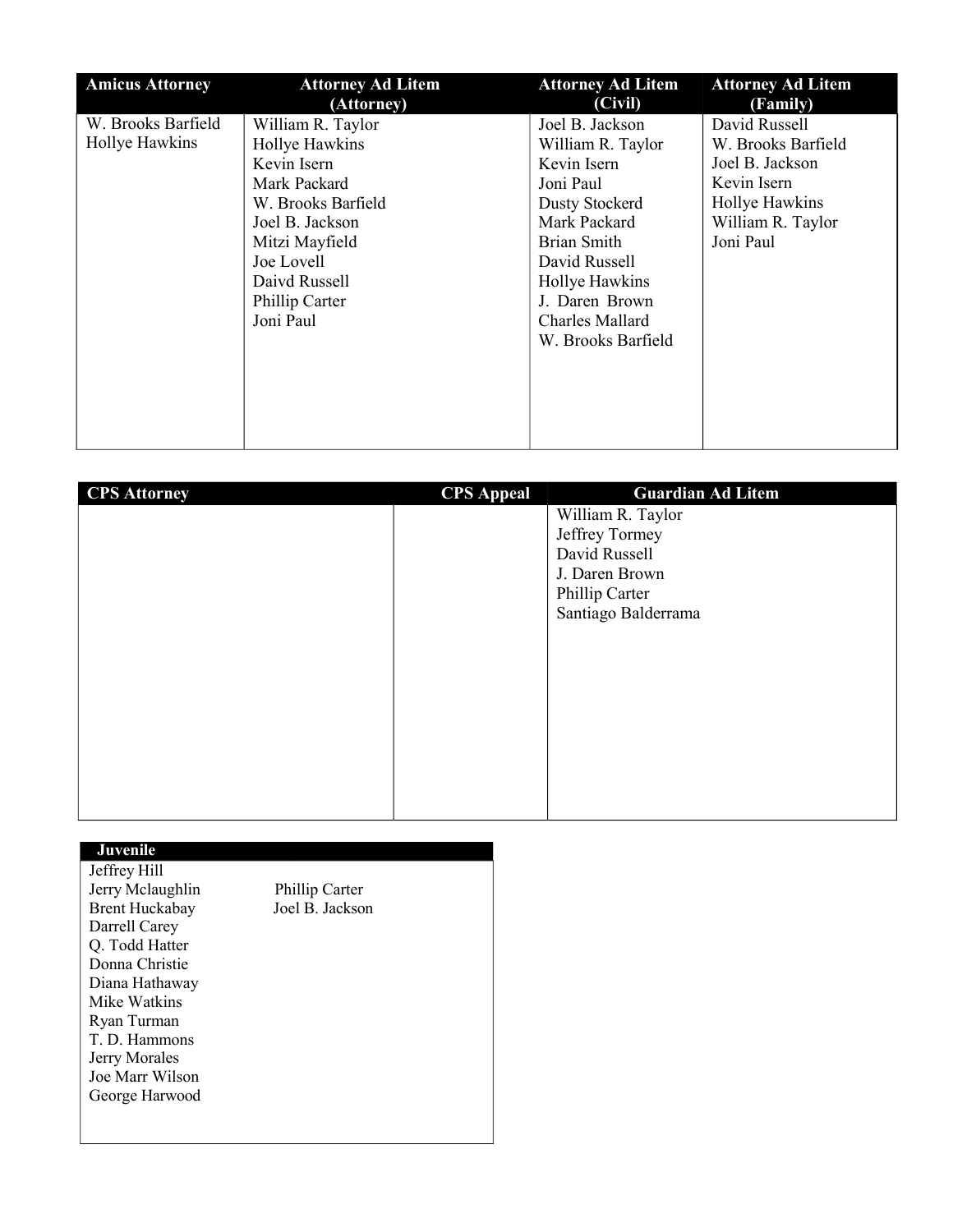| Amicus Attorney | Attorney Ad Litem (Attorney) | Attorney Ad Litem (Civil) | Attorney Ad Litem (Family) |
|---|---|---|---|
| W. Brooks Barfield | William R. Taylor | Joel B. Jackson | David Russell |
| Hollye Hawkins | Hollye Hawkins | William R. Taylor | W. Brooks Barfield |
| | Kevin Isern | Kevin Isern | Joel B. Jackson |
| | Mark Packard | Joni Paul | Kevin Isern |
| | W. Brooks Barfield | Dusty Stockerd | Hollye Hawkins |
| | Joel B. Jackson | Mark Packard | William R. Taylor |
| | Mitzi Mayfield | Brian Smith | Joni Paul |
| | Joe Lovell | David Russell | |
| | Daivd Russell | Hollye Hawkins | |
| | Phillip Carter | J. Daren Brown | |
| | Joni Paul | Charles Mallard | |
| | | W. Brooks Barfield | |

| CPS Attorney | CPS Appeal | Guardian Ad Litem |
|---|---|---|
| | | William R. Taylor |
| | | Jeffrey Tormey |
| | | David Russell |
| | | J. Daren Brown |
| | | Phillip Carter |
| | | Santiago Balderrama |

| Juvenile | |
|---|---|
| Jeffrey Hill | |
| Jerry Mclaughlin | Phillip Carter |
| Brent Huckabay | Joel B. Jackson |
| Darrell Carey | |
| Q. Todd Hatter | |
| Donna Christie | |
| Diana Hathaway | |
| Mike Watkins | |
| Ryan Turman | |
| T. D. Hammons | |
| Jerry Morales | |
| Joe Marr Wilson | |
| George Harwood | |